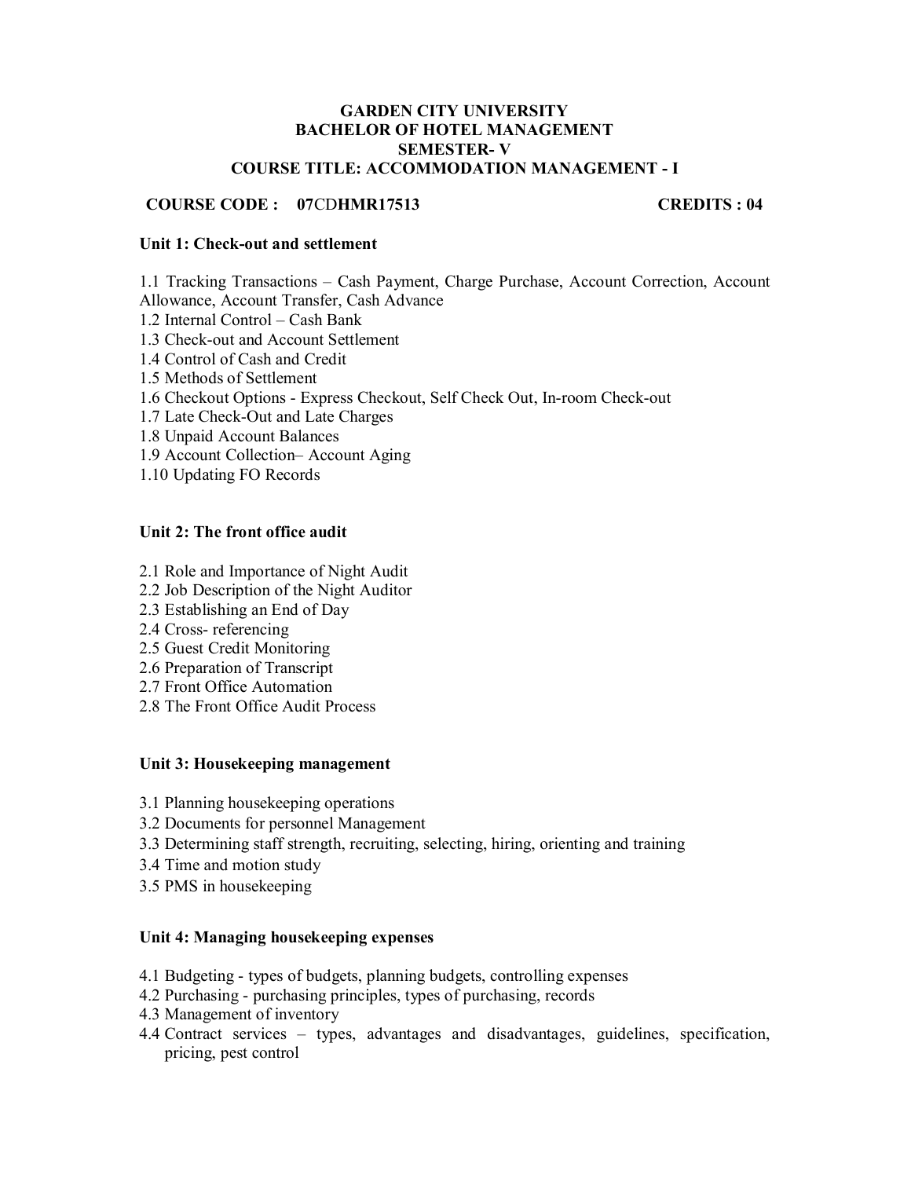**GARDEN CITY UNIVERSITY**
**BACHELOR OF HOTEL MANAGEMENT**
**SEMESTER- V**
**COURSE TITLE: ACCOMMODATION MANAGEMENT - I**

**COURSE CODE : 07CDHMR17513** **CREDITS : 04**

### Unit 1: Check-out and settlement

1.1 Tracking Transactions – Cash Payment, Charge Purchase, Account Correction, Account Allowance, Account Transfer, Cash Advance
1.2 Internal Control – Cash Bank
1.3 Check-out and Account Settlement
1.4 Control of Cash and Credit
1.5 Methods of Settlement
1.6 Checkout Options - Express Checkout, Self Check Out, In-room Check-out
1.7 Late Check-Out and Late Charges
1.8 Unpaid Account Balances
1.9 Account Collection– Account Aging
1.10 Updating FO Records

### Unit 2: The front office audit

2.1 Role and Importance of Night Audit
2.2 Job Description of the Night Auditor
2.3 Establishing an End of Day
2.4 Cross- referencing
2.5 Guest Credit Monitoring
2.6 Preparation of Transcript
2.7 Front Office Automation
2.8 The Front Office Audit Process

### Unit 3: Housekeeping management

3.1 Planning housekeeping operations
3.2 Documents for personnel Management
3.3 Determining staff strength, recruiting, selecting, hiring, orienting and training
3.4 Time and motion study
3.5 PMS in housekeeping

### Unit 4: Managing housekeeping expenses

4.1 Budgeting - types of budgets, planning budgets, controlling expenses
4.2 Purchasing - purchasing principles, types of purchasing, records
4.3 Management of inventory
4.4 Contract services – types, advantages and disadvantages, guidelines, specification, pricing, pest control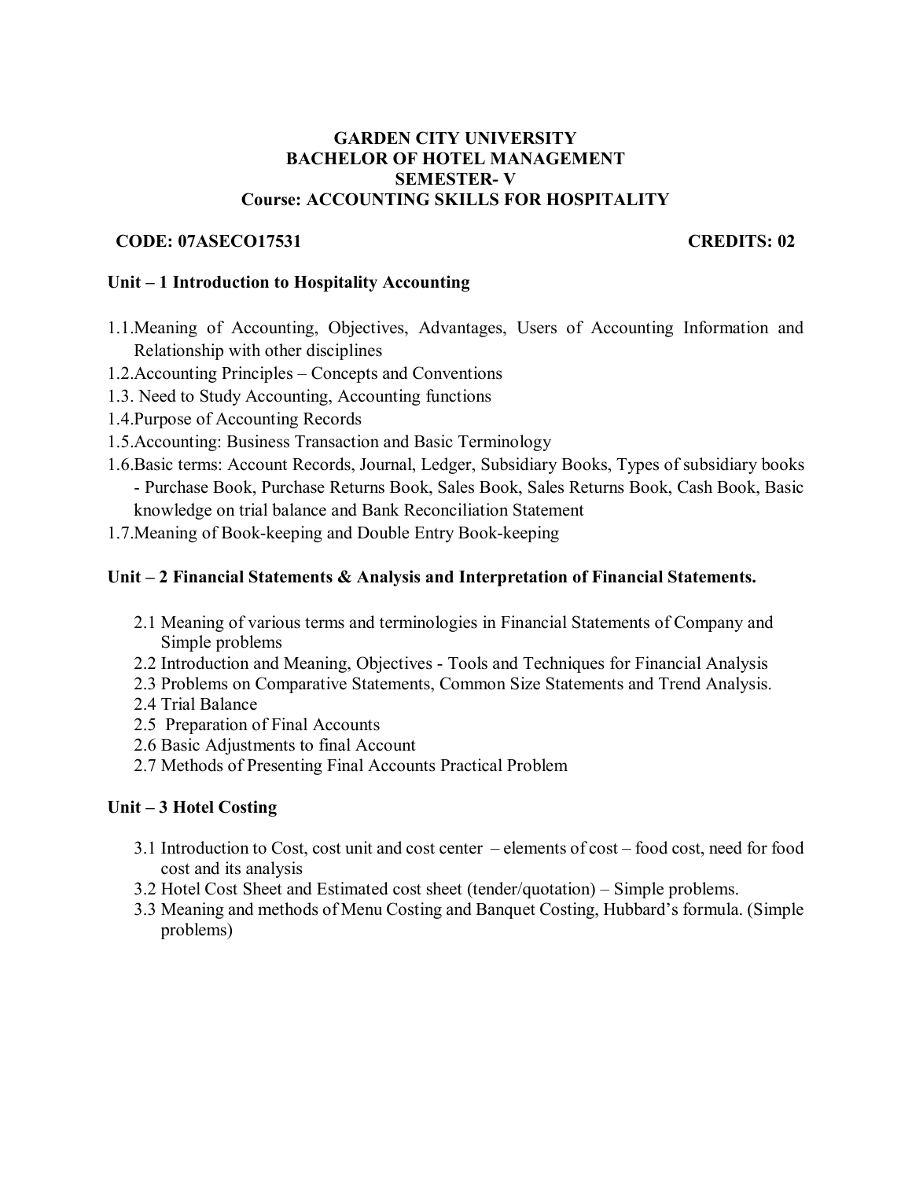# GARDEN CITY UNIVERSITY
## BACHELOR OF HOTEL MANAGEMENT
## SEMESTER- V
## Course: ACCOUNTING SKILLS FOR HOSPITALITY

**CODE: 07ASECO17531** **CREDITS: 02**

### Unit – 1 Introduction to Hospitality Accounting

1.1. Meaning of Accounting, Objectives, Advantages, Users of Accounting Information and Relationship with other disciplines
1.2. Accounting Principles – Concepts and Conventions
1.3. Need to Study Accounting, Accounting functions
1.4. Purpose of Accounting Records
1.5. Accounting: Business Transaction and Basic Terminology
1.6. Basic terms: Account Records, Journal, Ledger, Subsidiary Books, Types of subsidiary books - Purchase Book, Purchase Returns Book, Sales Book, Sales Returns Book, Cash Book, Basic knowledge on trial balance and Bank Reconciliation Statement
1.7. Meaning of Book-keeping and Double Entry Book-keeping

### Unit – 2 Financial Statements & Analysis and Interpretation of Financial Statements.

2.1 Meaning of various terms and terminologies in Financial Statements of Company and Simple problems
2.2 Introduction and Meaning, Objectives - Tools and Techniques for Financial Analysis
2.3 Problems on Comparative Statements, Common Size Statements and Trend Analysis.
2.4 Trial Balance
2.5 Preparation of Final Accounts
2.6 Basic Adjustments to final Account
2.7 Methods of Presenting Final Accounts Practical Problem

### Unit – 3 Hotel Costing

3.1 Introduction to Cost, cost unit and cost center – elements of cost – food cost, need for food cost and its analysis
3.2 Hotel Cost Sheet and Estimated cost sheet (tender/quotation) – Simple problems.
3.3 Meaning and methods of Menu Costing and Banquet Costing, Hubbard's formula. (Simple problems)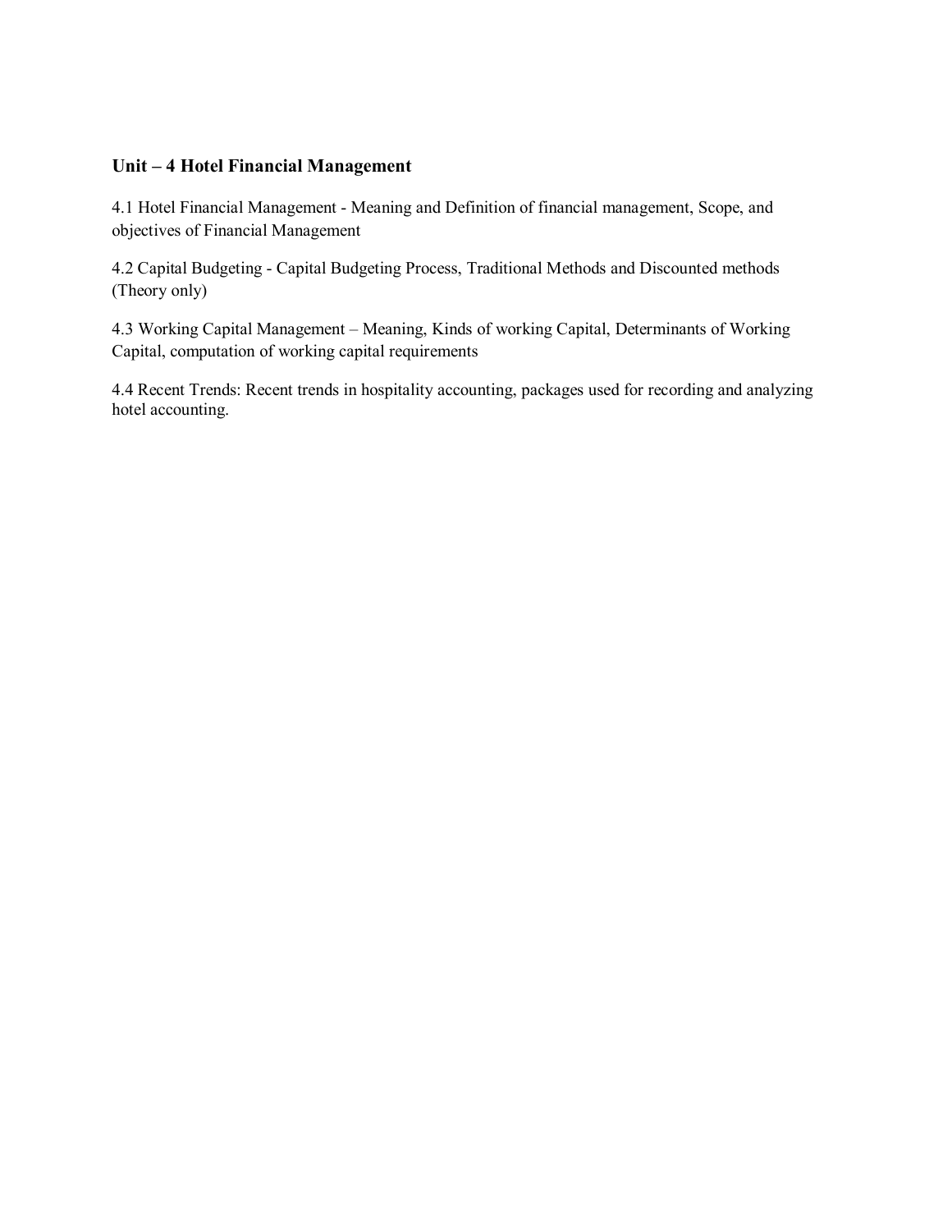**Unit – 4 Hotel Financial Management**

4.1 Hotel Financial Management - Meaning and Definition of financial management, Scope, and objectives of Financial Management

4.2 Capital Budgeting - Capital Budgeting Process, Traditional Methods and Discounted methods (Theory only)

4.3 Working Capital Management – Meaning, Kinds of working Capital, Determinants of Working Capital, computation of working capital requirements

4.4 Recent Trends: Recent trends in hospitality accounting, packages used for recording and analyzing hotel accounting.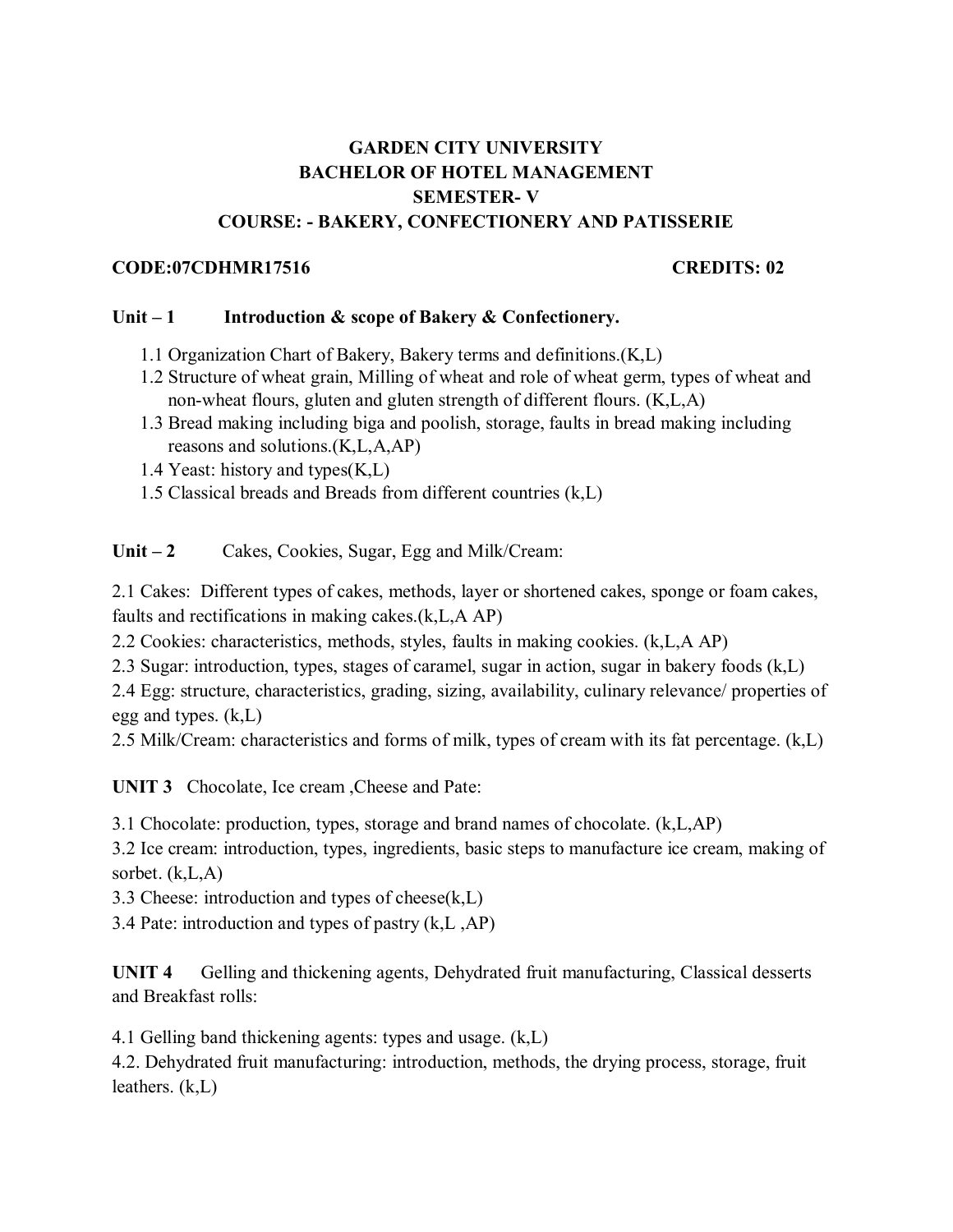**GARDEN CITY UNIVERSITY**
**BACHELOR OF HOTEL MANAGEMENT**
**SEMESTER- V**
**COURSE: - BAKERY, CONFECTIONERY AND PATISSERIE**

**CODE:07CDHMR17516** **CREDITS: 02**

**Unit – 1 Introduction & scope of Bakery & Confectionery.**

1.1 Organization Chart of Bakery, Bakery terms and definitions.(K,L)
1.2 Structure of wheat grain, Milling of wheat and role of wheat germ, types of wheat and non-wheat flours, gluten and gluten strength of different flours. (K,L,A)
1.3 Bread making including biga and poolish, storage, faults in bread making including reasons and solutions.(K,L,A,AP)
1.4 Yeast: history and types(K,L)
1.5 Classical breads and Breads from different countries (k,L)

**Unit – 2** Cakes, Cookies, Sugar, Egg and Milk/Cream:

2.1 Cakes: Different types of cakes, methods, layer or shortened cakes, sponge or foam cakes, faults and rectifications in making cakes.(k,L,A AP)
2.2 Cookies: characteristics, methods, styles, faults in making cookies. (k,L,A AP)
2.3 Sugar: introduction, types, stages of caramel, sugar in action, sugar in bakery foods (k,L)
2.4 Egg: structure, characteristics, grading, sizing, availability, culinary relevance/ properties of egg and types. (k,L)
2.5 Milk/Cream: characteristics and forms of milk, types of cream with its fat percentage. (k,L)

**UNIT 3** Chocolate, Ice cream ,Cheese and Pate:

3.1 Chocolate: production, types, storage and brand names of chocolate. (k,L,AP)
3.2 Ice cream: introduction, types, ingredients, basic steps to manufacture ice cream, making of sorbet. (k,L,A)
3.3 Cheese: introduction and types of cheese(k,L)
3.4 Pate: introduction and types of pastry (k,L ,AP)

**UNIT 4** Gelling and thickening agents, Dehydrated fruit manufacturing, Classical desserts and Breakfast rolls:

4.1 Gelling band thickening agents: types and usage. (k,L)
4.2. Dehydrated fruit manufacturing: introduction, methods, the drying process, storage, fruit leathers. (k,L)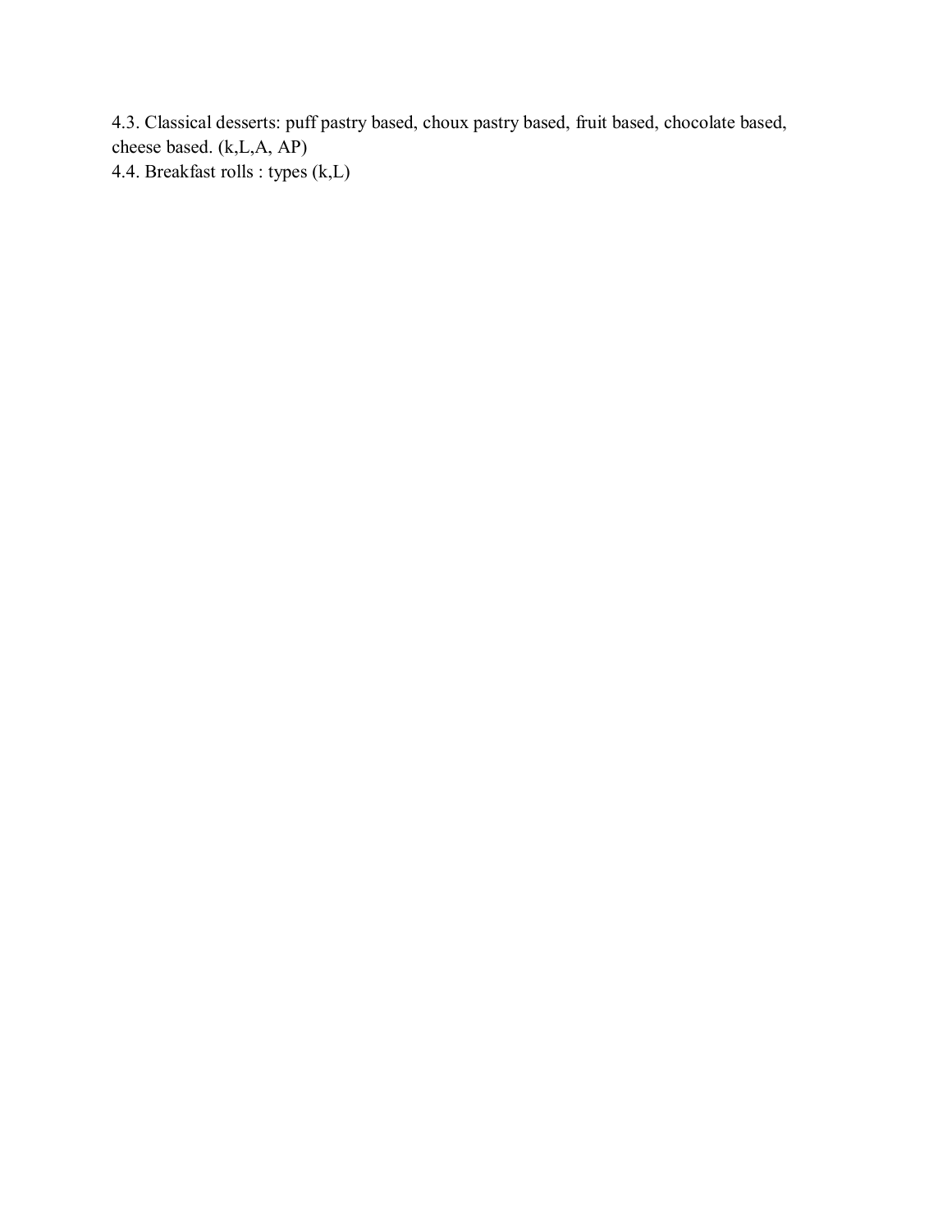4.3. Classical desserts: puff pastry based, choux pastry based, fruit based, chocolate based, cheese based. (k,L,A, AP)
4.4. Breakfast rolls : types (k,L)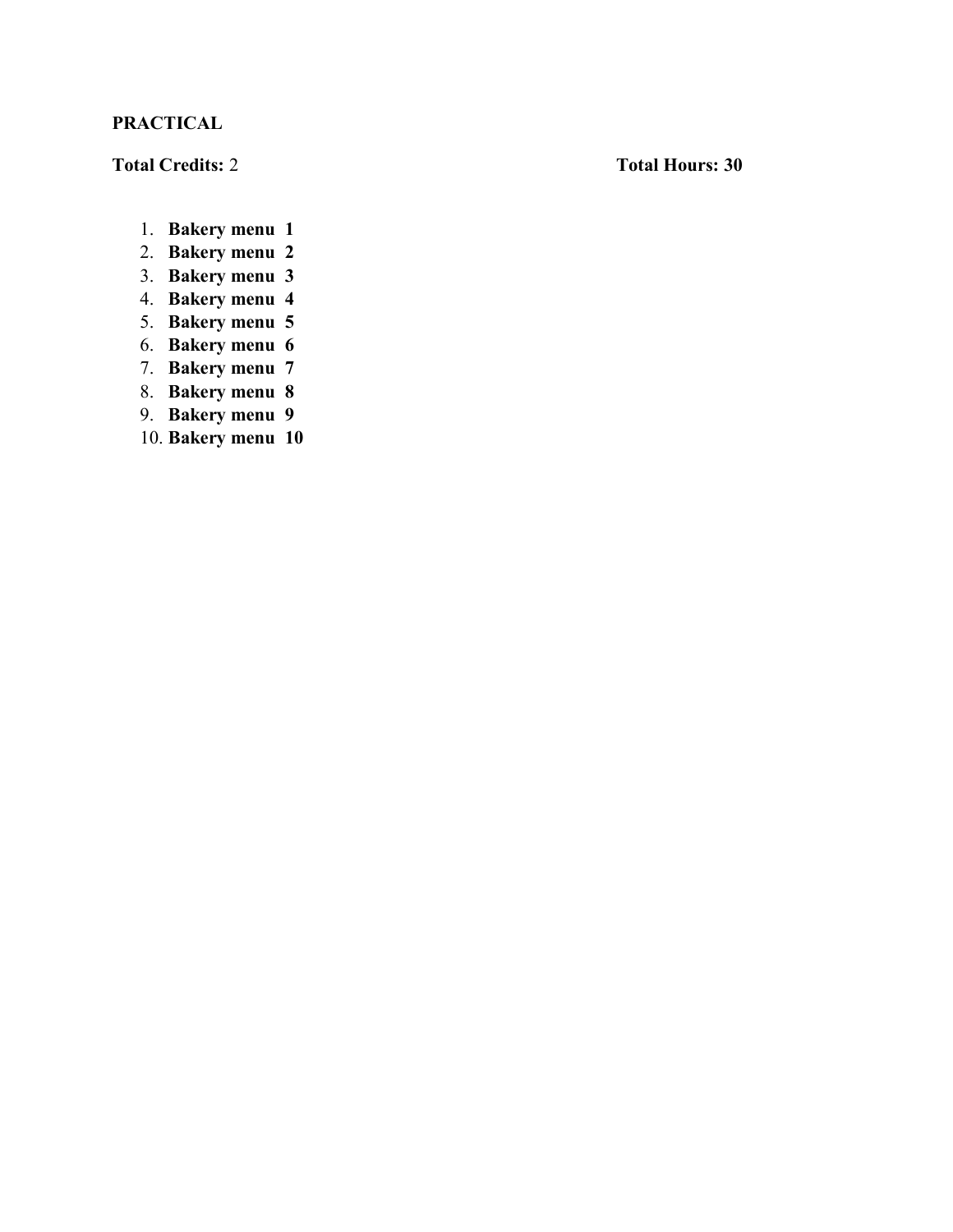**PRACTICAL**

**Total Credits:** 2 **Total Hours: 30**

1. **Bakery menu 1**
2. **Bakery menu 2**
3. **Bakery menu 3**
4. **Bakery menu 4**
5. **Bakery menu 5**
6. **Bakery menu 6**
7. **Bakery menu 7**
8. **Bakery menu 8**
9. **Bakery menu 9**
10. **Bakery menu 10**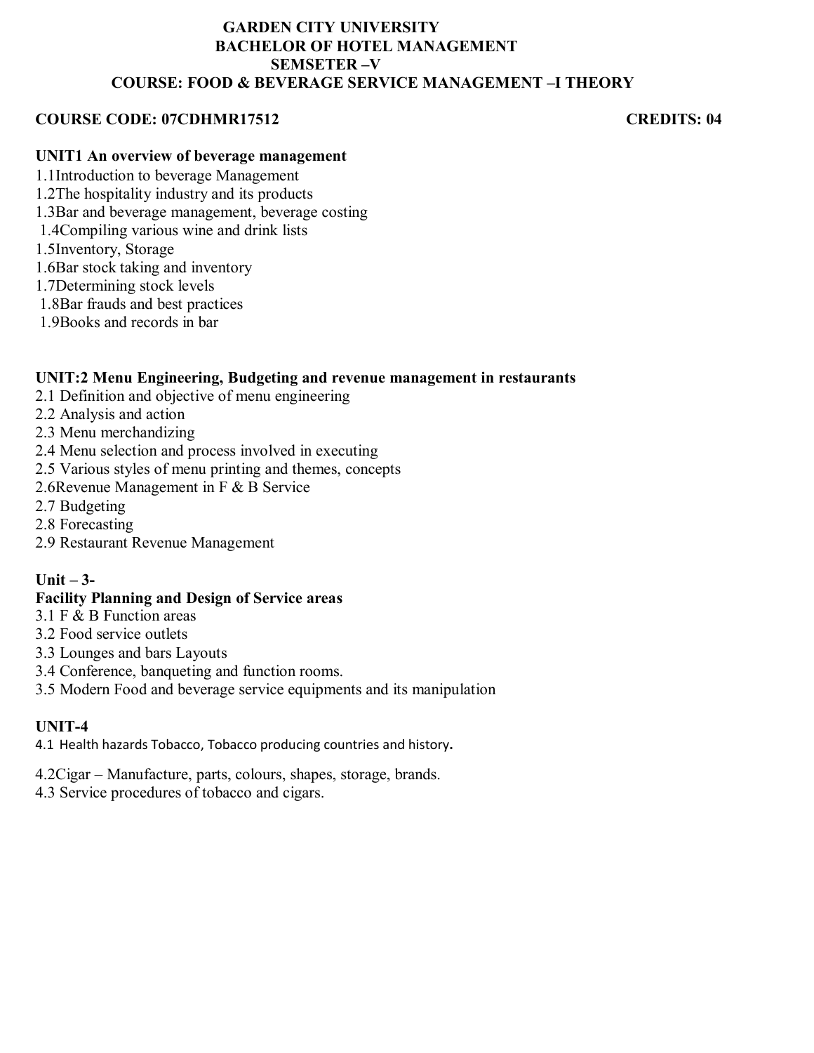# GARDEN CITY UNIVERSITY
## BACHELOR OF HOTEL MANAGEMENT
## SEMSETER –V
## COURSE: FOOD & BEVERAGE SERVICE MANAGEMENT –I THEORY

**COURSE CODE: 07CDHMR17512** **CREDITS: 04**

**UNIT1 An overview of beverage management**

1.1Introduction to beverage Management
1.2The hospitality industry and its products
1.3Bar and beverage management, beverage costing
1.4Compiling various wine and drink lists
1.5Inventory, Storage
1.6Bar stock taking and inventory
1.7Determining stock levels
1.8Bar frauds and best practices
1.9Books and records in bar

**UNIT:2 Menu Engineering, Budgeting and revenue management in restaurants**

2.1 Definition and objective of menu engineering
2.2 Analysis and action
2.3 Menu merchandizing
2.4 Menu selection and process involved in executing
2.5 Various styles of menu printing and themes, concepts
2.6Revenue Management in F & B Service
2.7 Budgeting
2.8 Forecasting
2.9 Restaurant Revenue Management

**Unit – 3-**
**Facility Planning and Design of Service areas**

3.1 F & B Function areas
3.2 Food service outlets
3.3 Lounges and bars Layouts
3.4 Conference, banqueting and function rooms.
3.5 Modern Food and beverage service equipments and its manipulation

**UNIT-4**

4.1 Health hazards Tobacco, Tobacco producing countries and history**.**

4.2Cigar – Manufacture, parts, colours, shapes, storage, brands.
4.3 Service procedures of tobacco and cigars.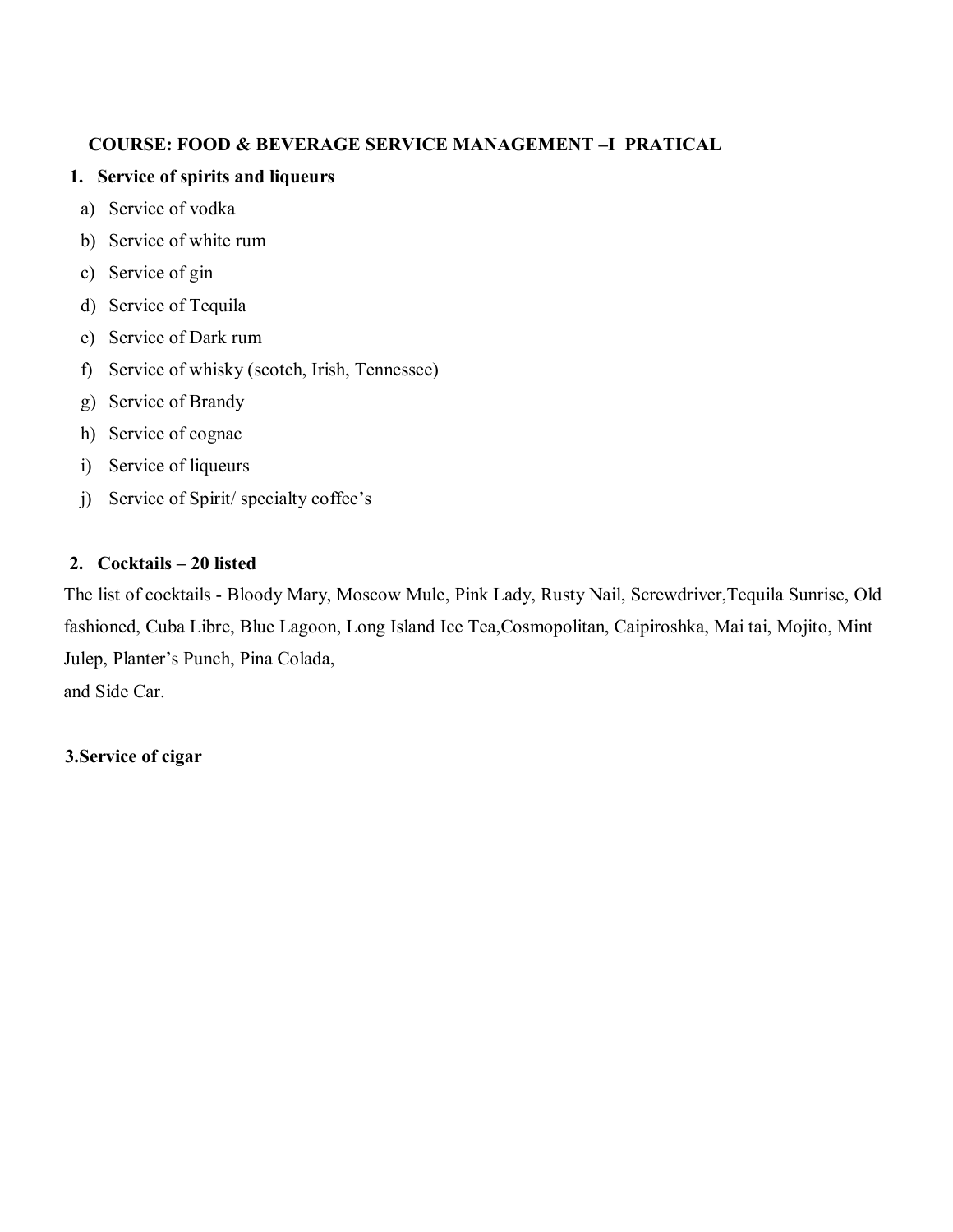**COURSE: FOOD & BEVERAGE SERVICE MANAGEMENT –I PRATICAL**

**1. Service of spirits and liqueurs**

a) Service of vodka
b) Service of white rum
c) Service of gin
d) Service of Tequila
e) Service of Dark rum
f) Service of whisky (scotch, Irish, Tennessee)
g) Service of Brandy
h) Service of cognac
i) Service of liqueurs
j) Service of Spirit/ specialty coffee's

**2. Cocktails – 20 listed**

The list of cocktails - Bloody Mary, Moscow Mule, Pink Lady, Rusty Nail, Screwdriver,Tequila Sunrise, Old fashioned, Cuba Libre, Blue Lagoon, Long Island Ice Tea,Cosmopolitan, Caipiroshka, Mai tai, Mojito, Mint Julep, Planter's Punch, Pina Colada,
and Side Car.

**3.Service of cigar**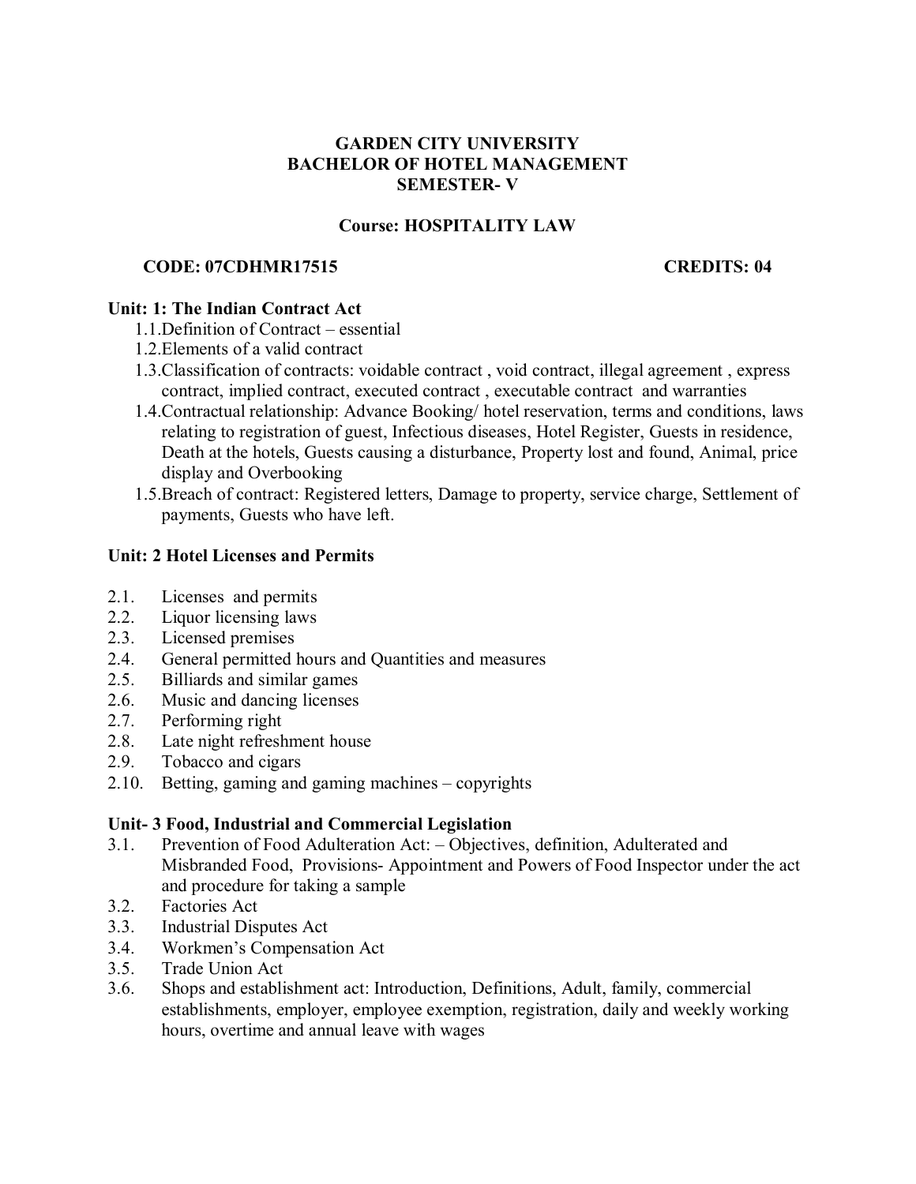**GARDEN CITY UNIVERSITY**
**BACHELOR OF HOTEL MANAGEMENT**
**SEMESTER- V**

**Course: HOSPITALITY LAW**

**CODE: 07CDHMR17515** **CREDITS: 04**

**Unit: 1: The Indian Contract Act**

1.1. Definition of Contract – essential
1.2. Elements of a valid contract
1.3. Classification of contracts: voidable contract , void contract, illegal agreement , express contract, implied contract, executed contract , executable contract and warranties
1.4. Contractual relationship: Advance Booking/ hotel reservation, terms and conditions, laws relating to registration of guest, Infectious diseases, Hotel Register, Guests in residence, Death at the hotels, Guests causing a disturbance, Property lost and found, Animal, price display and Overbooking
1.5. Breach of contract: Registered letters, Damage to property, service charge, Settlement of payments, Guests who have left.

**Unit: 2 Hotel Licenses and Permits**

2.1. Licenses and permits
2.2. Liquor licensing laws
2.3. Licensed premises
2.4. General permitted hours and Quantities and measures
2.5. Billiards and similar games
2.6. Music and dancing licenses
2.7. Performing right
2.8. Late night refreshment house
2.9. Tobacco and cigars
2.10. Betting, gaming and gaming machines – copyrights

**Unit- 3 Food, Industrial and Commercial Legislation**

3.1. Prevention of Food Adulteration Act: – Objectives, definition, Adulterated and Misbranded Food, Provisions- Appointment and Powers of Food Inspector under the act and procedure for taking a sample
3.2. Factories Act
3.3. Industrial Disputes Act
3.4. Workmen's Compensation Act
3.5. Trade Union Act
3.6. Shops and establishment act: Introduction, Definitions, Adult, family, commercial establishments, employer, employee exemption, registration, daily and weekly working hours, overtime and annual leave with wages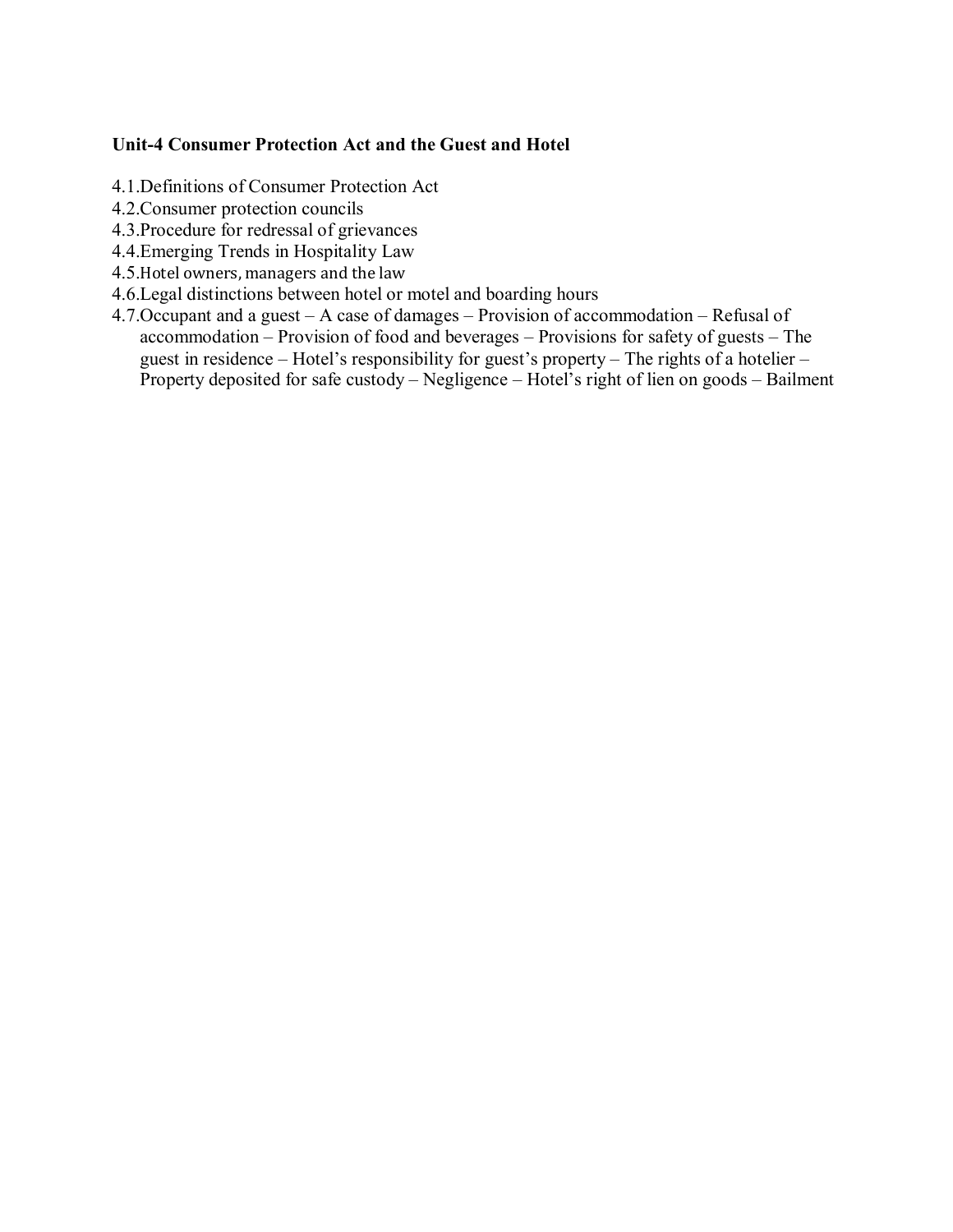**Unit-4 Consumer Protection Act and the Guest and Hotel**

4.1.Definitions of Consumer Protection Act
4.2.Consumer protection councils
4.3.Procedure for redressal of grievances
4.4.Emerging Trends in Hospitality Law
4.5.Hotel owners, managers and the law
4.6.Legal distinctions between hotel or motel and boarding hours
4.7.Occupant and a guest – A case of damages – Provision of accommodation – Refusal of accommodation – Provision of food and beverages – Provisions for safety of guests – The guest in residence – Hotel's responsibility for guest's property – The rights of a hotelier – Property deposited for safe custody – Negligence – Hotel's right of lien on goods – Bailment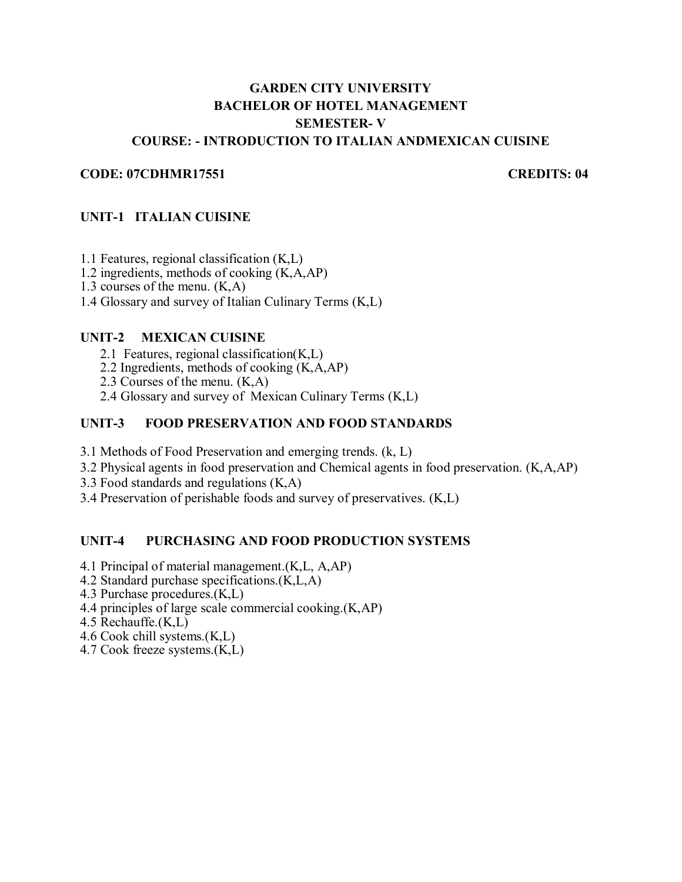# GARDEN CITY UNIVERSITY
## BACHELOR OF HOTEL MANAGEMENT
## SEMESTER- V
## COURSE: - INTRODUCTION TO ITALIAN ANDMEXICAN CUISINE

**CODE: 07CDHMR17551** **CREDITS: 04**

### UNIT-1 ITALIAN CUISINE

1.1 Features, regional classification (K,L)
1.2 ingredients, methods of cooking (K,A,AP)
1.3 courses of the menu. (K,A)
1.4 Glossary and survey of Italian Culinary Terms (K,L)

### UNIT-2 MEXICAN CUISINE

2.1 Features, regional classification(K,L)
2.2 Ingredients, methods of cooking (K,A,AP)
2.3 Courses of the menu. (K,A)
2.4 Glossary and survey of Mexican Culinary Terms (K,L)

### UNIT-3 FOOD PRESERVATION AND FOOD STANDARDS

3.1 Methods of Food Preservation and emerging trends. (k, L)
3.2 Physical agents in food preservation and Chemical agents in food preservation. (K,A,AP)
3.3 Food standards and regulations (K,A)
3.4 Preservation of perishable foods and survey of preservatives. (K,L)

### UNIT-4 PURCHASING AND FOOD PRODUCTION SYSTEMS

4.1 Principal of material management.(K,L, A,AP)
4.2 Standard purchase specifications.(K,L,A)
4.3 Purchase procedures.(K,L)
4.4 principles of large scale commercial cooking.(K,AP)
4.5 Rechauffe.(K,L)
4.6 Cook chill systems.(K,L)
4.7 Cook freeze systems.(K,L)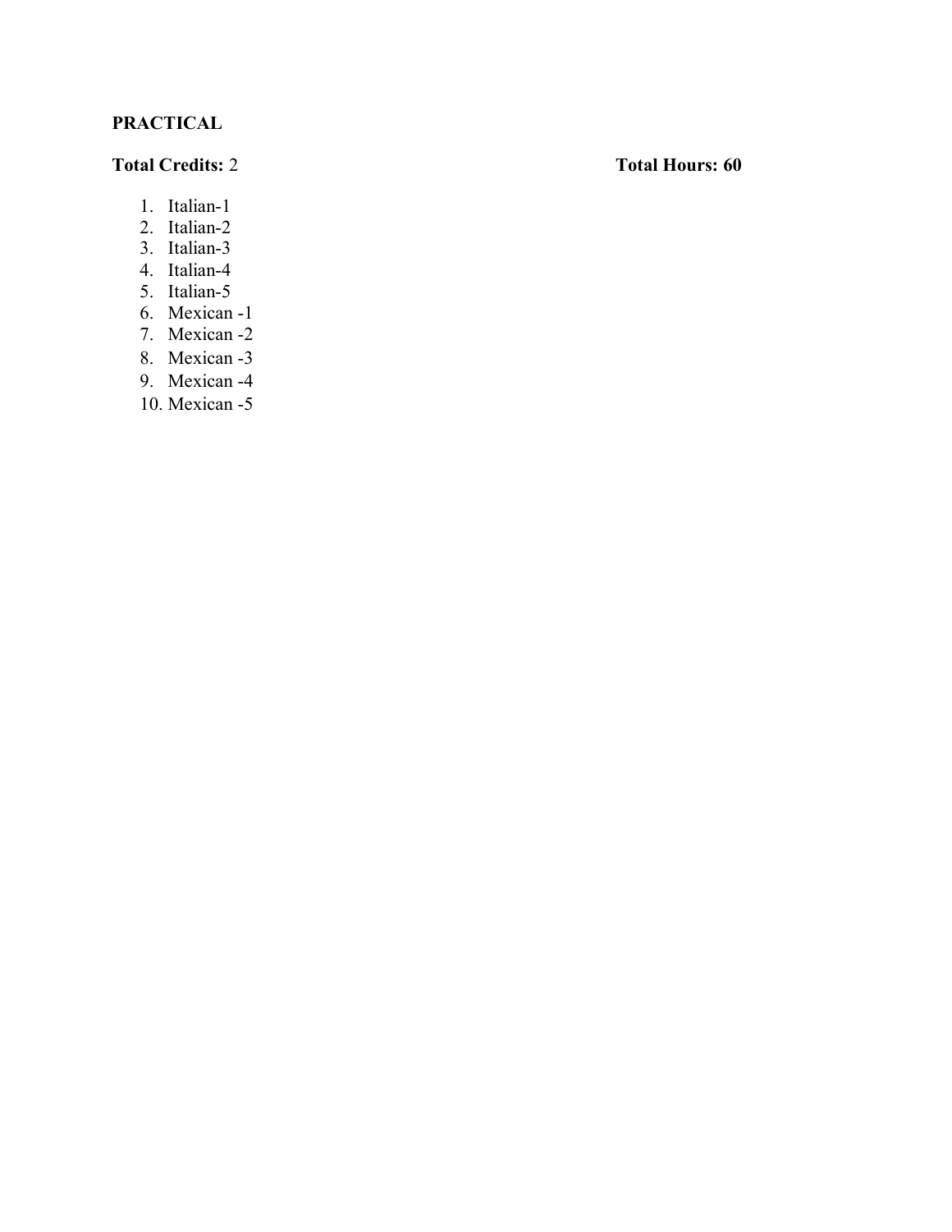**PRACTICAL**

**Total Credits:** 2 **Total Hours: 60**

1. Italian-1
2. Italian-2
3. Italian-3
4. Italian-4
5. Italian-5
6. Mexican -1
7. Mexican -2
8. Mexican -3
9. Mexican -4
10. Mexican -5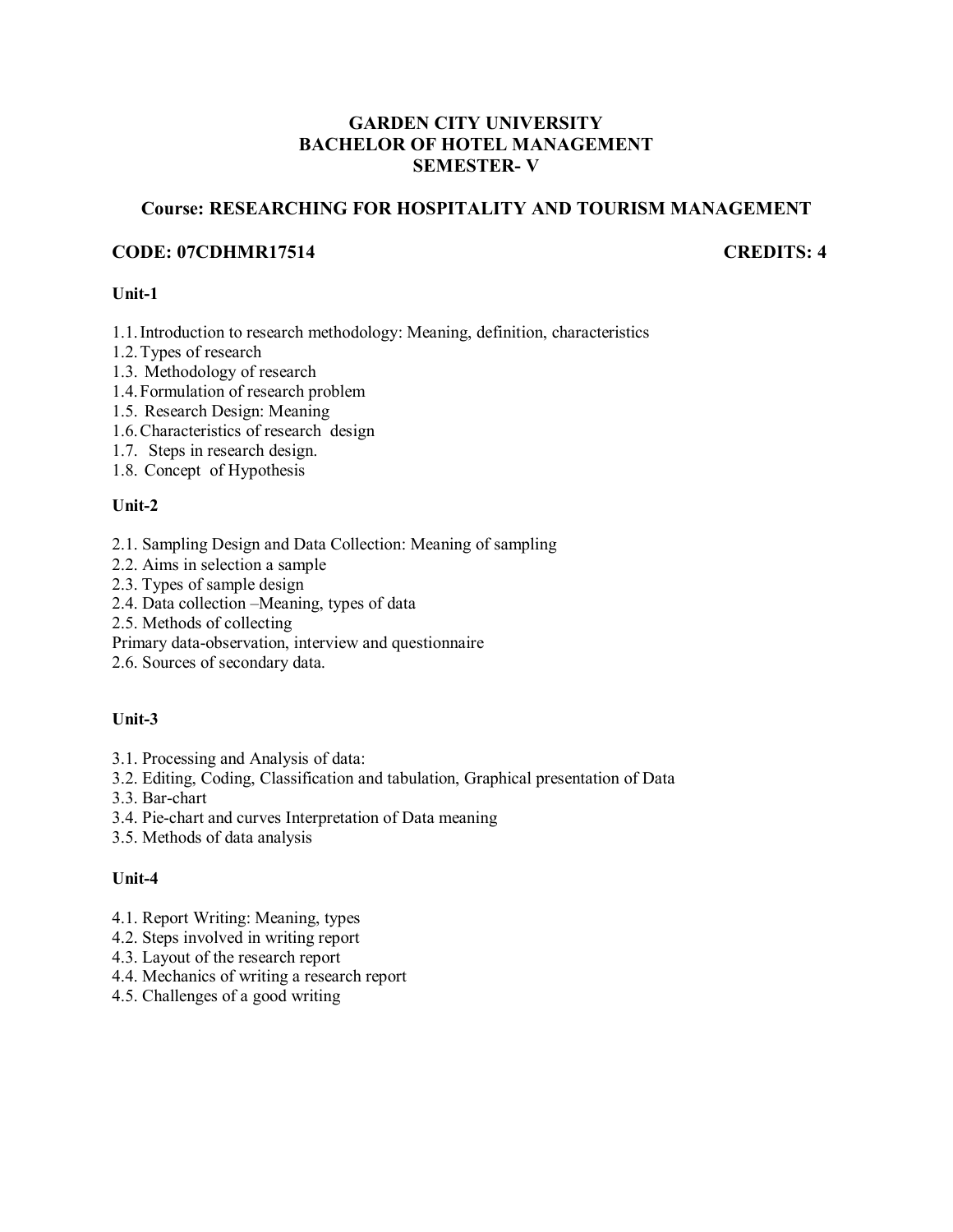# GARDEN CITY UNIVERSITY
## BACHELOR OF HOTEL MANAGEMENT
## SEMESTER- V

### Course: RESEARCHING FOR HOSPITALITY AND TOURISM MANAGEMENT

**CODE: 07CDHMR17514** **CREDITS: 4**

**Unit-1**

1.1. Introduction to research methodology: Meaning, definition, characteristics
1.2. Types of research
1.3. Methodology of research
1.4. Formulation of research problem
1.5. Research Design: Meaning
1.6. Characteristics of research design
1.7. Steps in research design.
1.8. Concept of Hypothesis

**Unit-2**

2.1. Sampling Design and Data Collection: Meaning of sampling
2.2. Aims in selection a sample
2.3. Types of sample design
2.4. Data collection –Meaning, types of data
2.5. Methods of collecting
Primary data-observation, interview and questionnaire
2.6. Sources of secondary data.

**Unit-3**

3.1. Processing and Analysis of data:
3.2. Editing, Coding, Classification and tabulation, Graphical presentation of Data
3.3. Bar-chart
3.4. Pie-chart and curves Interpretation of Data meaning
3.5. Methods of data analysis

**Unit-4**

4.1. Report Writing: Meaning, types
4.2. Steps involved in writing report
4.3. Layout of the research report
4.4. Mechanics of writing a research report
4.5. Challenges of a good writing